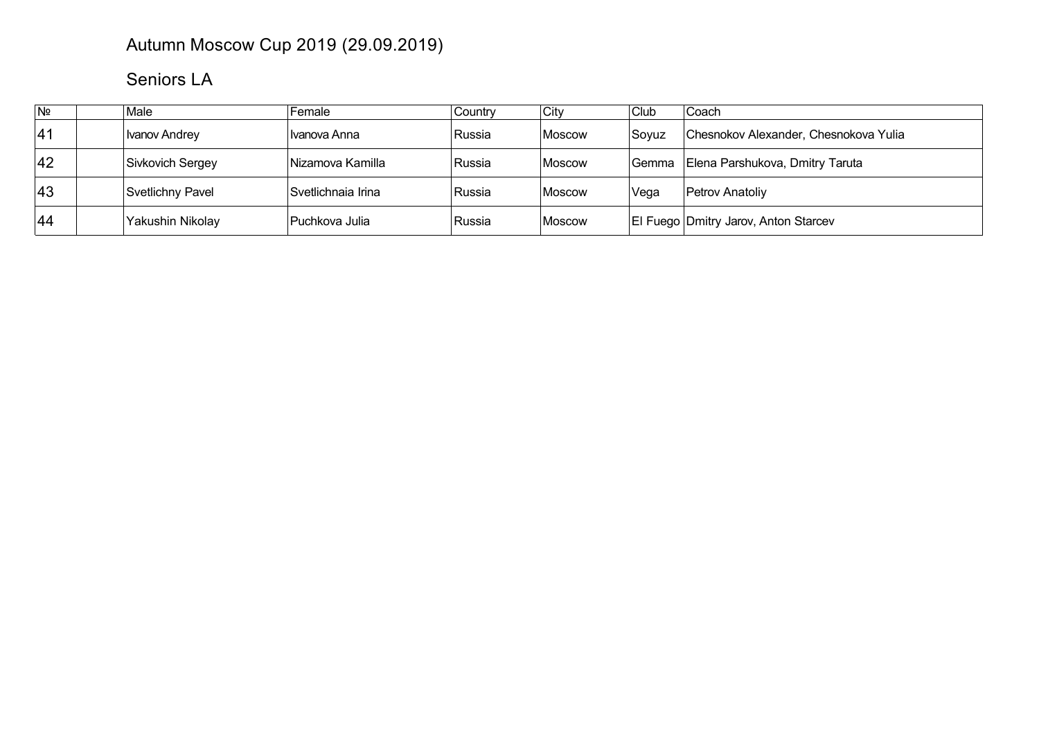# Autumn Moscow Cup 2019 (29.09.2019)

## Seniors LA

| № | | Male | Female | Country | City | Club | Coach |
|---|---|---|---|---|---|---|---|
| 41 | | Ivanov Andrey | Ivanova Anna | Russia | Moscow | Soyuz | Chesnokov Alexander, Chesnokova Yulia |
| 42 | | Sivkovich Sergey | Nizamova Kamilla | Russia | Moscow | Gemma | Elena Parshukova, Dmitry Taruta |
| 43 | | Svetlichny Pavel | Svetlichnaia Irina | Russia | Moscow | Vega | Petrov Anatoliy |
| 44 | | Yakushin Nikolay | Puchkova Julia | Russia | Moscow | El Fuego | Dmitry Jarov, Anton Starcev |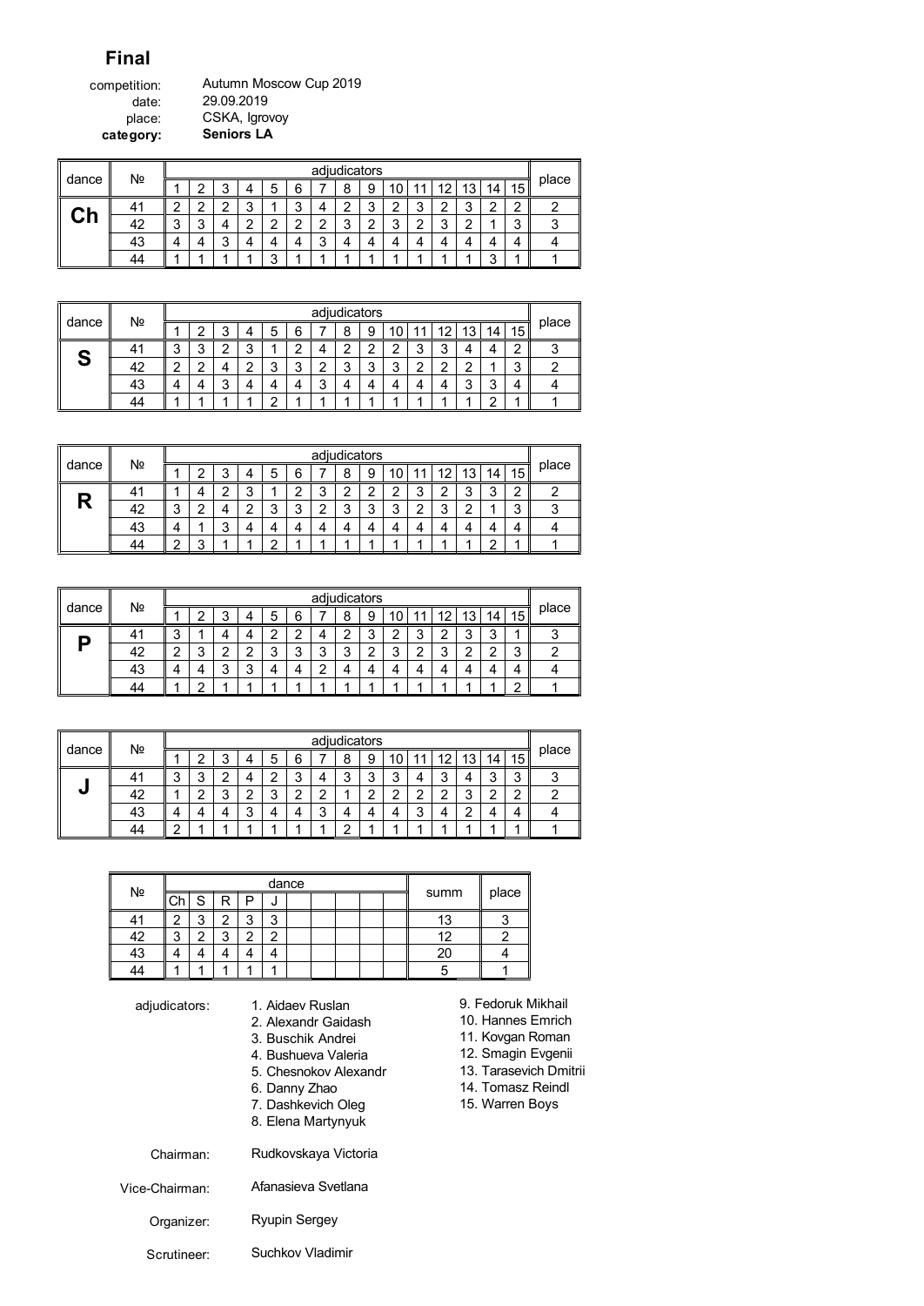# Final

| | |
|---|---|
| competition: | Autumn Moscow Cup 2019 |
| date: | 29.09.2019 |
| place: | CSKA, Igrovoy |
| **category:** | **Seniors LA** |

| dance | № | adjudicators | | | | | | | | | | | | | | | place |
|---|---|---|---|---|---|---|---|---|---|---|---|---|---|---|---|---|---|
| | | 1 | 2 | 3 | 4 | 5 | 6 | 7 | 8 | 9 | 10 | 11 | 12 | 13 | 14 | 15 | |
| **Ch** | 41 | 2 | 2 | 2 | 3 | 1 | 3 | 4 | 2 | 3 | 2 | 3 | 2 | 3 | 2 | 2 | 2 |
| | 42 | 3 | 3 | 4 | 2 | 2 | 2 | 2 | 3 | 2 | 3 | 2 | 3 | 2 | 1 | 3 | 3 |
| | 43 | 4 | 4 | 3 | 4 | 4 | 4 | 3 | 4 | 4 | 4 | 4 | 4 | 4 | 4 | 4 | 4 |
| | 44 | 1 | 1 | 1 | 1 | 3 | 1 | 1 | 1 | 1 | 1 | 1 | 1 | 1 | 3 | 1 | 1 |

| dance | № | adjudicators | | | | | | | | | | | | | | | place |
|---|---|---|---|---|---|---|---|---|---|---|---|---|---|---|---|---|---|
| | | 1 | 2 | 3 | 4 | 5 | 6 | 7 | 8 | 9 | 10 | 11 | 12 | 13 | 14 | 15 | |
| **S** | 41 | 3 | 3 | 2 | 3 | 1 | 2 | 4 | 2 | 2 | 2 | 3 | 3 | 4 | 4 | 2 | 3 |
| | 42 | 2 | 2 | 4 | 2 | 3 | 3 | 2 | 3 | 3 | 3 | 2 | 2 | 2 | 1 | 3 | 2 |
| | 43 | 4 | 4 | 3 | 4 | 4 | 4 | 3 | 4 | 4 | 4 | 4 | 4 | 3 | 3 | 4 | 4 |
| | 44 | 1 | 1 | 1 | 1 | 2 | 1 | 1 | 1 | 1 | 1 | 1 | 1 | 1 | 2 | 1 | 1 |

| dance | № | adjudicators | | | | | | | | | | | | | | | place |
|---|---|---|---|---|---|---|---|---|---|---|---|---|---|---|---|---|---|
| | | 1 | 2 | 3 | 4 | 5 | 6 | 7 | 8 | 9 | 10 | 11 | 12 | 13 | 14 | 15 | |
| **R** | 41 | 1 | 4 | 2 | 3 | 1 | 2 | 3 | 2 | 2 | 2 | 3 | 2 | 3 | 3 | 2 | 2 |
| | 42 | 3 | 2 | 4 | 2 | 3 | 3 | 2 | 3 | 3 | 3 | 2 | 3 | 2 | 1 | 3 | 3 |
| | 43 | 4 | 1 | 3 | 4 | 4 | 4 | 4 | 4 | 4 | 4 | 4 | 4 | 4 | 4 | 4 | 4 |
| | 44 | 2 | 3 | 1 | 1 | 2 | 1 | 1 | 1 | 1 | 1 | 1 | 1 | 1 | 2 | 1 | 1 |

| dance | № | adjudicators | | | | | | | | | | | | | | | place |
|---|---|---|---|---|---|---|---|---|---|---|---|---|---|---|---|---|---|
| | | 1 | 2 | 3 | 4 | 5 | 6 | 7 | 8 | 9 | 10 | 11 | 12 | 13 | 14 | 15 | |
| **P** | 41 | 3 | 1 | 4 | 4 | 2 | 2 | 4 | 2 | 3 | 2 | 3 | 2 | 3 | 3 | 1 | 3 |
| | 42 | 2 | 3 | 2 | 2 | 3 | 3 | 3 | 3 | 2 | 3 | 2 | 3 | 2 | 2 | 3 | 2 |
| | 43 | 4 | 4 | 3 | 3 | 4 | 4 | 2 | 4 | 4 | 4 | 4 | 4 | 4 | 4 | 4 | 4 |
| | 44 | 1 | 2 | 1 | 1 | 1 | 1 | 1 | 1 | 1 | 1 | 1 | 1 | 1 | 1 | 2 | 1 |

| dance | № | adjudicators | | | | | | | | | | | | | | | place |
|---|---|---|---|---|---|---|---|---|---|---|---|---|---|---|---|---|---|
| | | 1 | 2 | 3 | 4 | 5 | 6 | 7 | 8 | 9 | 10 | 11 | 12 | 13 | 14 | 15 | |
| **J** | 41 | 3 | 3 | 2 | 4 | 2 | 3 | 4 | 3 | 3 | 3 | 4 | 3 | 4 | 3 | 3 | 3 |
| | 42 | 1 | 2 | 3 | 2 | 3 | 2 | 2 | 1 | 2 | 2 | 2 | 2 | 3 | 2 | 2 | 2 |
| | 43 | 4 | 4 | 4 | 3 | 4 | 4 | 3 | 4 | 4 | 4 | 3 | 4 | 2 | 4 | 4 | 4 |
| | 44 | 2 | 1 | 1 | 1 | 1 | 1 | 1 | 2 | 1 | 1 | 1 | 1 | 1 | 1 | 1 | 1 |

| № | dance | | | | | | | | | | summ | place |
|---|---|---|---|---|---|---|---|---|---|---|---|---|
| | Ch | S | R | P | J | | | | | | | |
| 41 | 2 | 3 | 2 | 3 | 3 | | | | | | 13 | 3 |
| 42 | 3 | 2 | 3 | 2 | 2 | | | | | | 12 | 2 |
| 43 | 4 | 4 | 4 | 4 | 4 | | | | | | 20 | 4 |
| 44 | 1 | 1 | 1 | 1 | 1 | | | | | | 5 | 1 |

adjudicators:

1. Aidaev Ruslan
2. Alexandr Gaidash
3. Buschik Andrei
4. Bushueva Valeria
5. Chesnokov Alexandr
6. Danny Zhao
7. Dashkevich Oleg
8. Elena Martynyuk
9. Fedoruk Mikhail
10. Hannes Emrich
11. Kovgan Roman
12. Smagin Evgenii
13. Tarasevich Dmitrii
14. Tomasz Reindl
15. Warren Boys

Chairman: Rudkovskaya Victoria

Vice-Chairman: Afanasieva Svetlana

Organizer: Ryupin Sergey

Scrutineer: Suchkov Vladimir